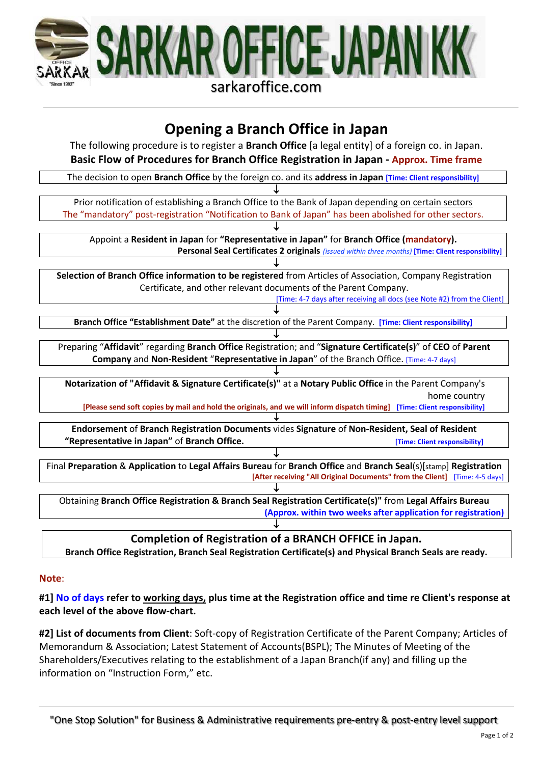# SARKAR OFFICE JAPAN KK

sarkaroffice.com

## Opening a Branch Office in Japan

The following procedure is to register a **Branch Office** [a legal entity] of a foreign co. in Japan.

**Basic Flow of Procedures for Branch Office Registration in Japan - Approx. Time frame**

The decision to open **Branch Office** by the foreign co. and its **address in Japan** **[Time: Client responsibility]**

↓

Prior notification of establishing a Branch Office to the Bank of Japan depending on certain sectors
The "mandatory" post-registration "Notification to Bank of Japan" has been abolished for other sectors.

↓

Appoint a **Resident in Japan** for **"Representative in Japan"** for **Branch Office (mandatory).**
**Personal Seal Certificates 2 originals** *(issued within three months)* **[Time: Client responsibility]**

↓

**Selection of Branch Office information to be registered** from Articles of Association, Company Registration Certificate, and other relevant documents of the Parent Company.
[Time: 4-7 days after receiving all docs (see Note #2) from the Client]

↓

**Branch Office "Establishment Date"** at the discretion of the Parent Company. **[Time: Client responsibility]**

↓

Preparing "**Affidavit**" regarding **Branch Office** Registration; and "**Signature Certificate(s)**" of **CEO** of **Parent Company** and **Non-Resident "Representative in Japan"** of the Branch Office. [Time: 4-7 days]

↓

**Notarization of "Affidavit & Signature Certificate(s)"** at a **Notary Public Office** in the Parent Company's home country
**[Please send soft copies by mail and hold the originals, and we will inform dispatch timing]** **[Time: Client responsibility]**

↓

**Endorsement** of **Branch Registration Documents** vides **Signature** of **Non-Resident, Seal of Resident "Representative in Japan"** of **Branch Office.** **[Time: Client responsibility]**

↓

Final **Preparation** & **Application** to **Legal Affairs Bureau** for **Branch Office** and **Branch Seal**(s)[stamp] **Registration**
**[After receiving "All Original Documents" from the Client]** [Time: 4-5 days]

↓

Obtaining **Branch Office Registration & Branch Seal Registration Certificate(s)"** from **Legal Affairs Bureau**
**(Approx. within two weeks after application for registration)**

↓

**Completion of Registration of a BRANCH OFFICE in Japan.**
**Branch Office Registration, Branch Seal Registration Certificate(s) and Physical Branch Seals are ready.**

**Note**:

**#1] No of days refer to working days, plus time at the Registration office and time re Client's response at each level of the above flow-chart.**

**#2] List of documents from Client**: Soft-copy of Registration Certificate of the Parent Company; Articles of Memorandum & Association; Latest Statement of Accounts(BSPL); The Minutes of Meeting of the Shareholders/Executives relating to the establishment of a Japan Branch(if any) and filling up the information on "Instruction Form," etc.

"One Stop Solution" for Business & Administrative requirements pre-entry & post-entry level support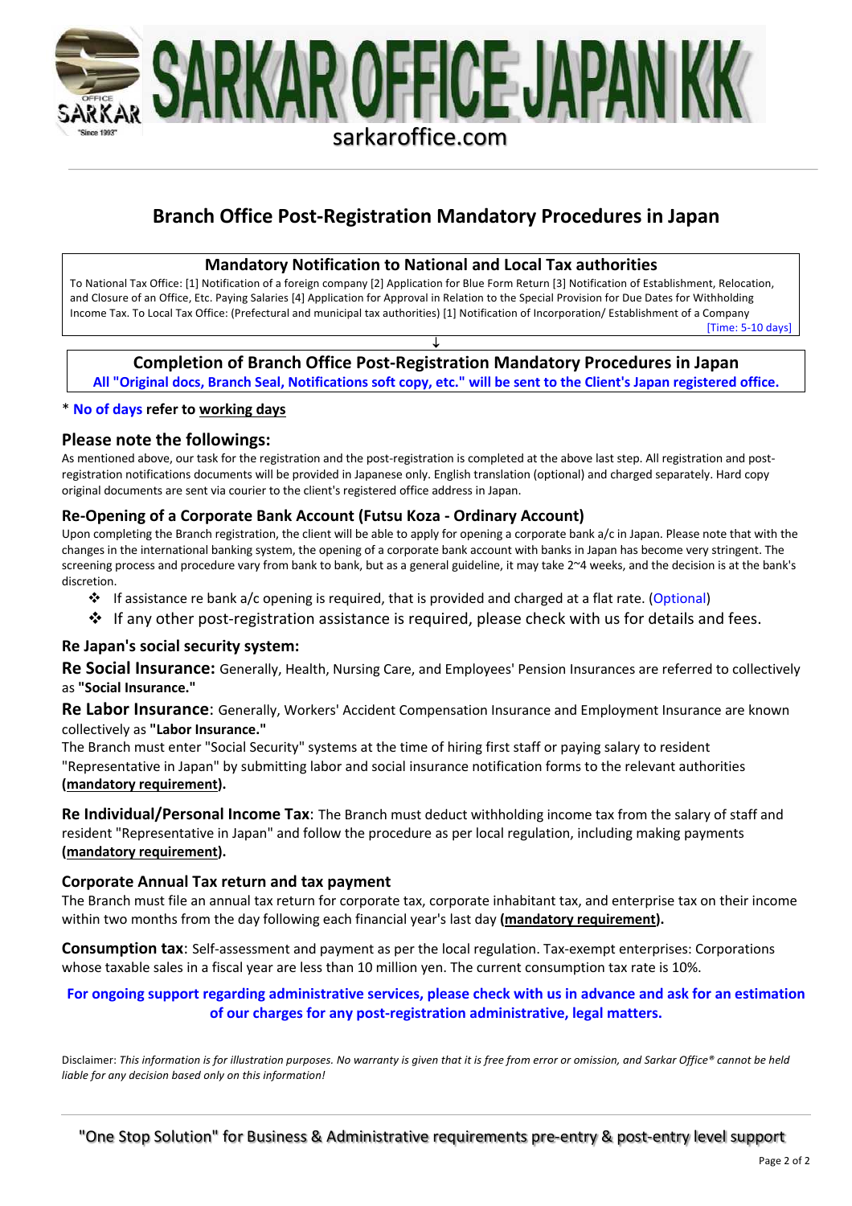# Branch Office Post-Registration Mandatory Procedures in Japan

### Mandatory Notification to National and Local Tax authorities

To National Tax Office: [1] Notification of a foreign company [2] Application for Blue Form Return [3] Notification of Establishment, Relocation, and Closure of an Office, Etc. Paying Salaries [4] Application for Approval in Relation to the Special Provision for Due Dates for Withholding Income Tax. To Local Tax Office: (Prefectural and municipal tax authorities) [1] Notification of Incorporation/ Establishment of a Company

[Time: 5-10 days]

↓

### Completion of Branch Office Post-Registration Mandatory Procedures in Japan

**All "Original docs, Branch Seal, Notifications soft copy, etc." will be sent to the Client's Japan registered office.**

* **No of days refer to working days**

## Please note the followings:

As mentioned above, our task for the registration and the post-registration is completed at the above last step. All registration and post-registration notifications documents will be provided in Japanese only. English translation (optional) and charged separately. Hard copy original documents are sent via courier to the client's registered office address in Japan.

### Re-Opening of a Corporate Bank Account (Futsu Koza - Ordinary Account)

Upon completing the Branch registration, the client will be able to apply for opening a corporate bank a/c in Japan. Please note that with the changes in the international banking system, the opening of a corporate bank account with banks in Japan has become very stringent. The screening process and procedure vary from bank to bank, but as a general guideline, it may take 2~4 weeks, and the decision is at the bank's discretion.

- If assistance re bank a/c opening is required, that is provided and charged at a flat rate. (Optional)
- If any other post-registration assistance is required, please check with us for details and fees.

### Re Japan's social security system:

**Re Social Insurance:** Generally, Health, Nursing Care, and Employees' Pension Insurances are referred to collectively as **"Social Insurance."**

**Re Labor Insurance**: Generally, Workers' Accident Compensation Insurance and Employment Insurance are known collectively as **"Labor Insurance."**

The Branch must enter "Social Security" systems at the time of hiring first staff or paying salary to resident "Representative in Japan" by submitting labor and social insurance notification forms to the relevant authorities **(mandatory requirement).**

**Re Individual/Personal Income Tax**: The Branch must deduct withholding income tax from the salary of staff and resident "Representative in Japan" and follow the procedure as per local regulation, including making payments **(mandatory requirement).**

### Corporate Annual Tax return and tax payment

The Branch must file an annual tax return for corporate tax, corporate inhabitant tax, and enterprise tax on their income within two months from the day following each financial year's last day **(mandatory requirement).**

**Consumption tax**: Self-assessment and payment as per the local regulation. Tax-exempt enterprises: Corporations whose taxable sales in a fiscal year are less than 10 million yen. The current consumption tax rate is 10%.

**For ongoing support regarding administrative services, please check with us in advance and ask for an estimation of our charges for any post-registration administrative, legal matters.**

Disclaimer: *This information is for illustration purposes. No warranty is given that it is free from error or omission, and Sarkar Office® cannot be held liable for any decision based only on this information!*

"One Stop Solution" for Business & Administrative requirements pre-entry & post-entry level support